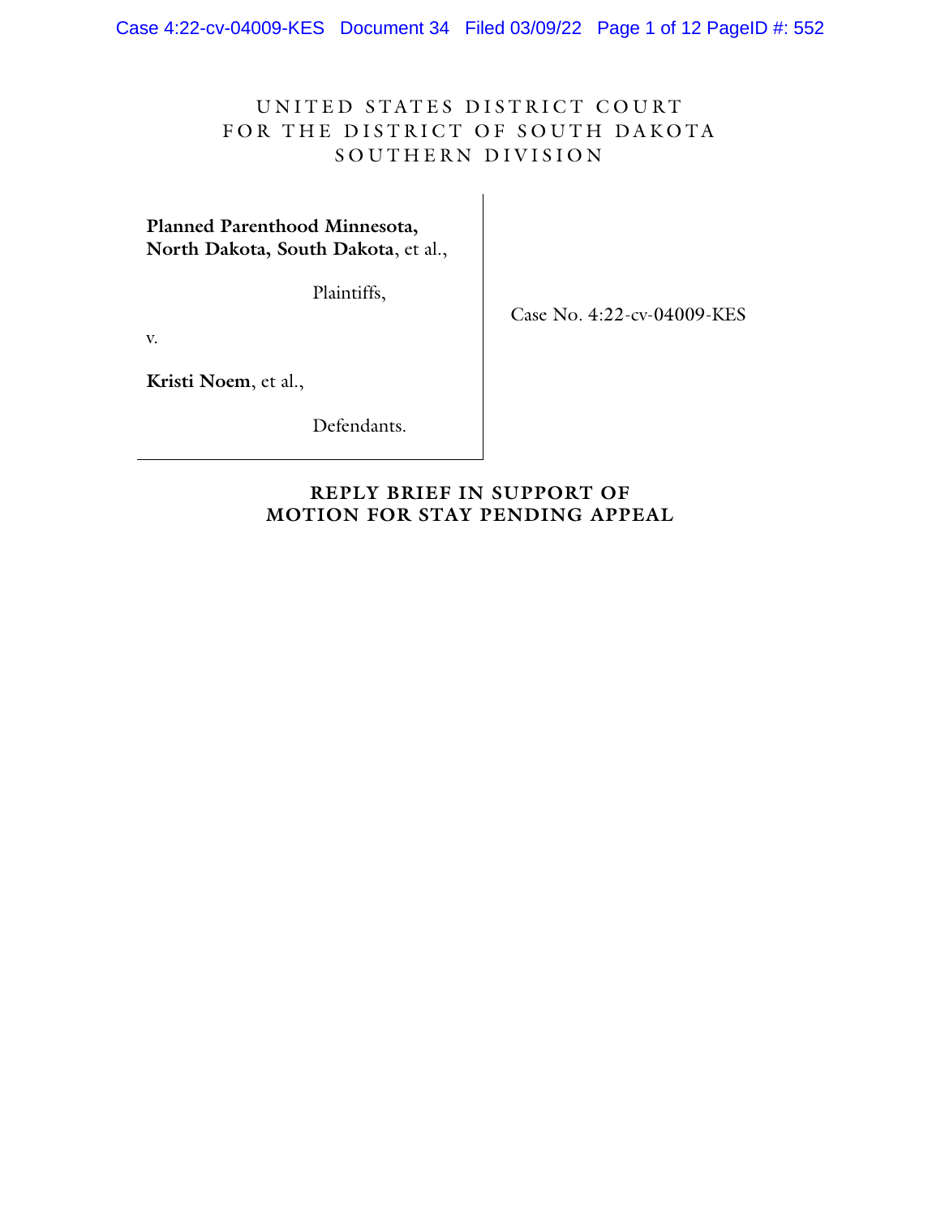UNITED STATES DISTRICT COURT
FOR THE DISTRICT OF SOUTH DAKOTA
SOUTHERN DIVISION

| | |
|---|---|
| **Planned Parenthood Minnesota, North Dakota, South Dakota**, et al.,<br><br>Plaintiffs,<br><br>v.<br><br>**Kristi Noem**, et al.,<br><br>Defendants. | Case No. 4:22-cv-04009-KES |

**REPLY BRIEF IN SUPPORT OF MOTION FOR STAY PENDING APPEAL**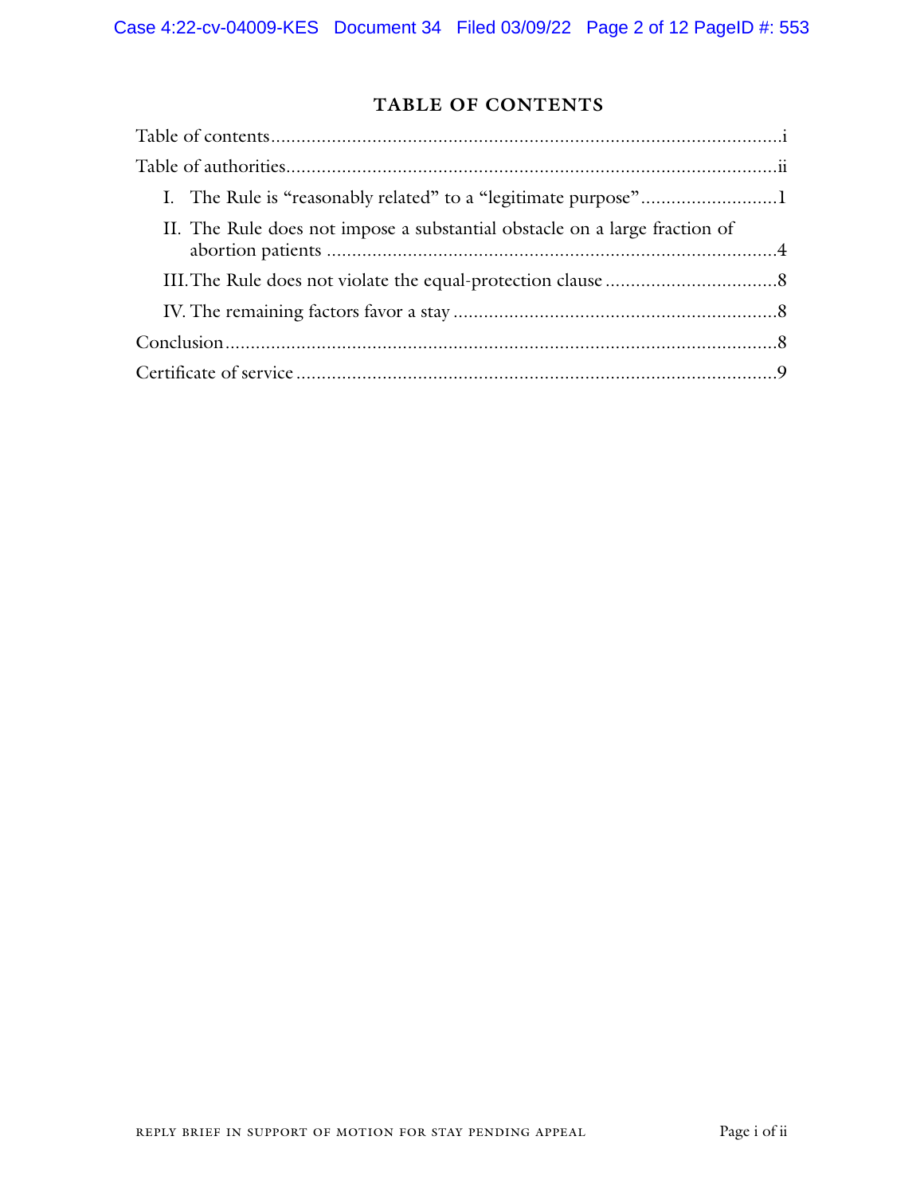## TABLE OF CONTENTS

Table of contents .......................................................................................................i

Table of authorities ....................................................................................................ii

- I. The Rule is "reasonably related" to a "legitimate purpose" ...........................1
- II. The Rule does not impose a substantial obstacle on a large fraction of abortion patients .........................................................................................4
- III. The Rule does not violate the equal-protection clause ..................................8
- IV. The remaining factors favor a stay ................................................................8

Conclusion .................................................................................................................8

Certificate of service ..................................................................................................9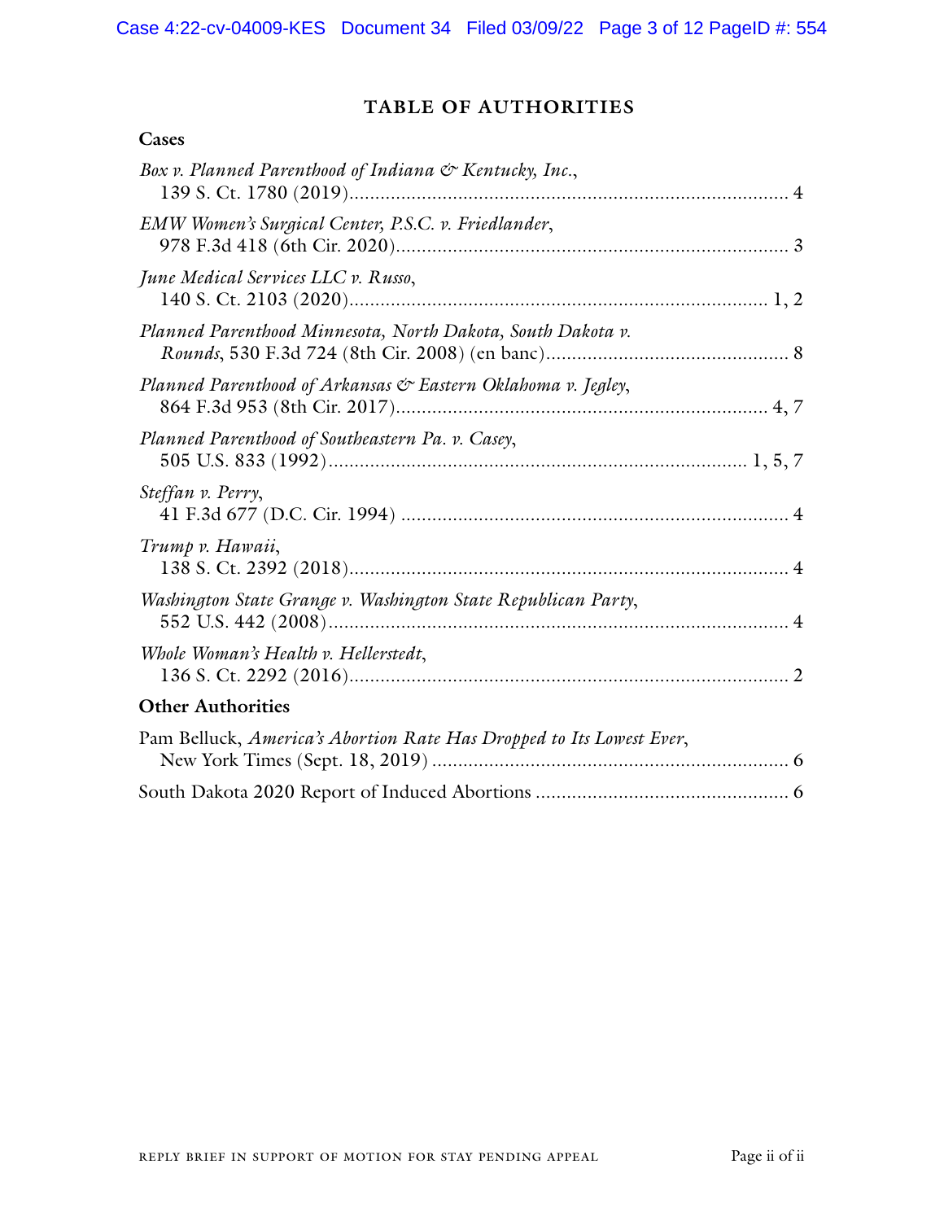# TABLE OF AUTHORITIES

## Cases

*Box v. Planned Parenthood of Indiana & Kentucky, Inc.*,
139 S. Ct. 1780 (2019)........................................................................................ 4

*EMW Women's Surgical Center, P.S.C. v. Friedlander*,
978 F.3d 418 (6th Cir. 2020)............................................................................. 3

*June Medical Services LLC v. Russo*,
140 S. Ct. 2103 (2020)................................................................................. 1, 2

*Planned Parenthood Minnesota, North Dakota, South Dakota v. Rounds*, 530 F.3d 724 (8th Cir. 2008) (en banc)............................................... 8

*Planned Parenthood of Arkansas & Eastern Oklahoma v. Jegley*,
864 F.3d 953 (8th Cir. 2017)........................................................................ 4, 7

*Planned Parenthood of Southeastern Pa. v. Casey*,
505 U.S. 833 (1992)................................................................................ 1, 5, 7

*Steffan v. Perry*,
41 F.3d 677 (D.C. Cir. 1994) .......................................................................... 4

*Trump v. Hawaii*,
138 S. Ct. 2392 (2018)..................................................................................... 4

*Washington State Grange v. Washington State Republican Party*,
552 U.S. 442 (2008)......................................................................................... 4

*Whole Woman's Health v. Hellerstedt*,
136 S. Ct. 2292 (2016)..................................................................................... 2

## Other Authorities

Pam Belluck, *America's Abortion Rate Has Dropped to Its Lowest Ever*,
New York Times (Sept. 18, 2019) ..................................................................... 6

South Dakota 2020 Report of Induced Abortions ................................................. 6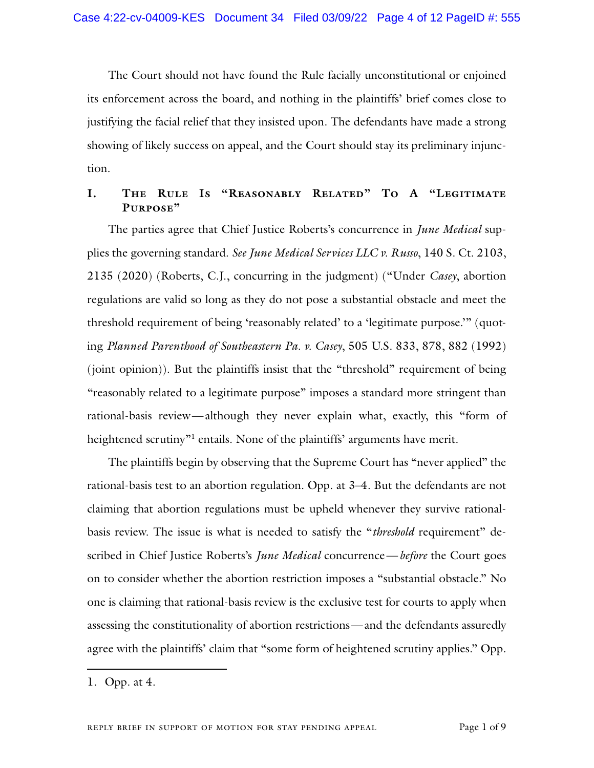The Court should not have found the Rule facially unconstitutional or enjoined its enforcement across the board, and nothing in the plaintiffs' brief comes close to justifying the facial relief that they insisted upon. The defendants have made a strong showing of likely success on appeal, and the Court should stay its preliminary injunction.

## I. The Rule Is "Reasonably Related" To A "Legitimate Purpose"

The parties agree that Chief Justice Roberts's concurrence in *June Medical* supplies the governing standard. *See June Medical Services LLC v. Russo*, 140 S. Ct. 2103, 2135 (2020) (Roberts, C.J., concurring in the judgment) ("Under *Casey*, abortion regulations are valid so long as they do not pose a substantial obstacle and meet the threshold requirement of being 'reasonably related' to a 'legitimate purpose.'" (quoting *Planned Parenthood of Southeastern Pa. v. Casey*, 505 U.S. 833, 878, 882 (1992) (joint opinion)). But the plaintiffs insist that the "threshold" requirement of being "reasonably related to a legitimate purpose" imposes a standard more stringent than rational-basis review—although they never explain what, exactly, this "form of heightened scrutiny"[1] entails. None of the plaintiffs' arguments have merit.

The plaintiffs begin by observing that the Supreme Court has "never applied" the rational-basis test to an abortion regulation. Opp. at 3–4. But the defendants are not claiming that abortion regulations must be upheld whenever they survive rational-basis review. The issue is what is needed to satisfy the "*threshold* requirement" described in Chief Justice Roberts's *June Medical* concurrence—*before* the Court goes on to consider whether the abortion restriction imposes a "substantial obstacle." No one is claiming that rational-basis review is the exclusive test for courts to apply when assessing the constitutionality of abortion restrictions—and the defendants assuredly agree with the plaintiffs' claim that "some form of heightened scrutiny applies." Opp.

1. Opp. at 4.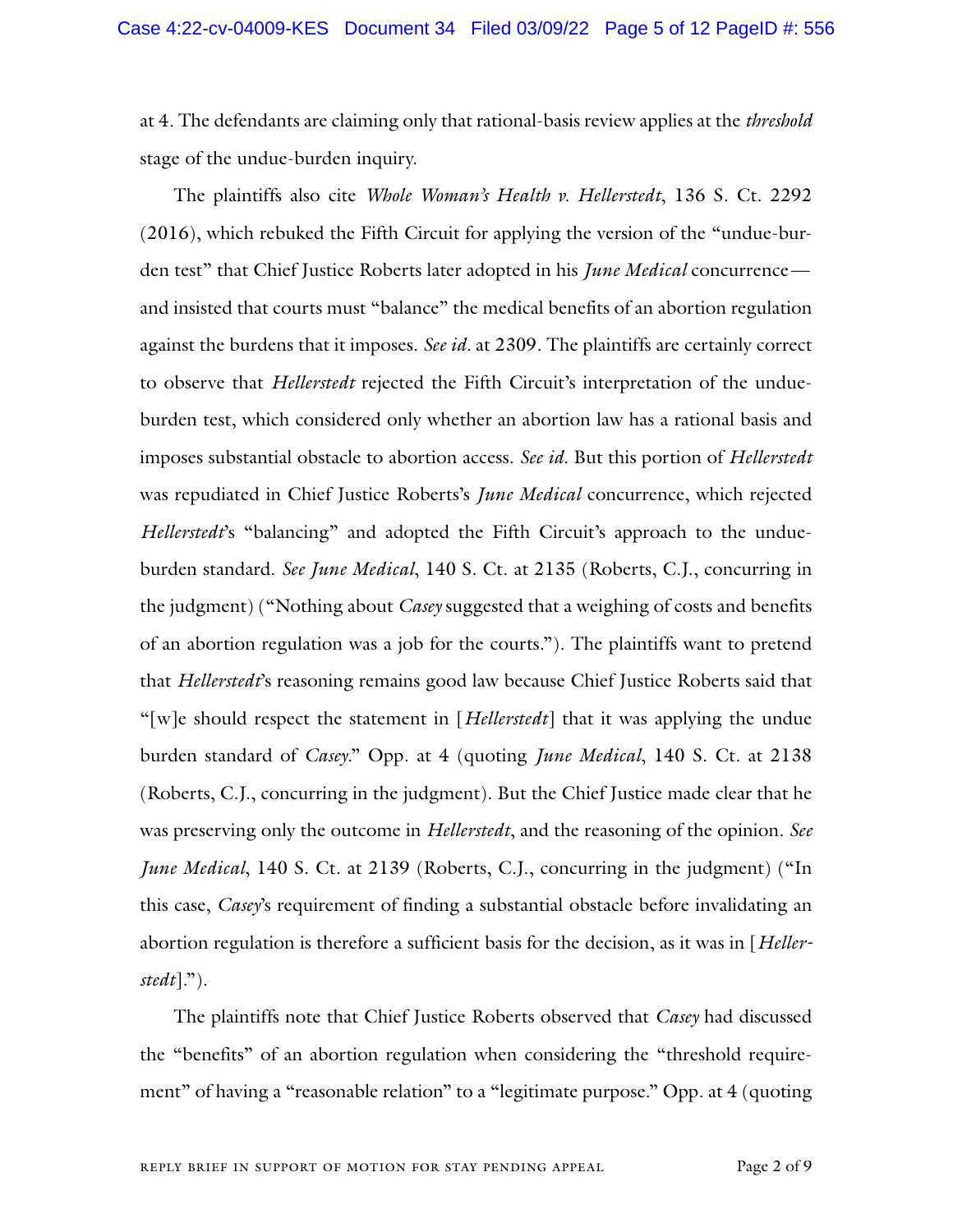at 4. The defendants are claiming only that rational-basis review applies at the *threshold* stage of the undue-burden inquiry.

The plaintiffs also cite *Whole Woman's Health v. Hellerstedt*, 136 S. Ct. 2292 (2016), which rebuked the Fifth Circuit for applying the version of the "undue-burden test" that Chief Justice Roberts later adopted in his *June Medical* concurrence—and insisted that courts must "balance" the medical benefits of an abortion regulation against the burdens that it imposes. *See id*. at 2309. The plaintiffs are certainly correct to observe that *Hellerstedt* rejected the Fifth Circuit's interpretation of the undue-burden test, which considered only whether an abortion law has a rational basis and imposes substantial obstacle to abortion access. *See id*. But this portion of *Hellerstedt* was repudiated in Chief Justice Roberts's *June Medical* concurrence, which rejected *Hellerstedt*'s "balancing" and adopted the Fifth Circuit's approach to the undue-burden standard. *See June Medical*, 140 S. Ct. at 2135 (Roberts, C.J., concurring in the judgment) ("Nothing about *Casey* suggested that a weighing of costs and benefits of an abortion regulation was a job for the courts."). The plaintiffs want to pretend that *Hellerstedt*'s reasoning remains good law because Chief Justice Roberts said that "[w]e should respect the statement in [*Hellerstedt*] that it was applying the undue burden standard of *Casey*." Opp. at 4 (quoting *June Medical*, 140 S. Ct. at 2138 (Roberts, C.J., concurring in the judgment). But the Chief Justice made clear that he was preserving only the outcome in *Hellerstedt*, and the reasoning of the opinion. *See June Medical*, 140 S. Ct. at 2139 (Roberts, C.J., concurring in the judgment) ("In this case, *Casey*'s requirement of finding a substantial obstacle before invalidating an abortion regulation is therefore a sufficient basis for the decision, as it was in [*Hellerstedt*].").

The plaintiffs note that Chief Justice Roberts observed that *Casey* had discussed the "benefits" of an abortion regulation when considering the "threshold requirement" of having a "reasonable relation" to a "legitimate purpose." Opp. at 4 (quoting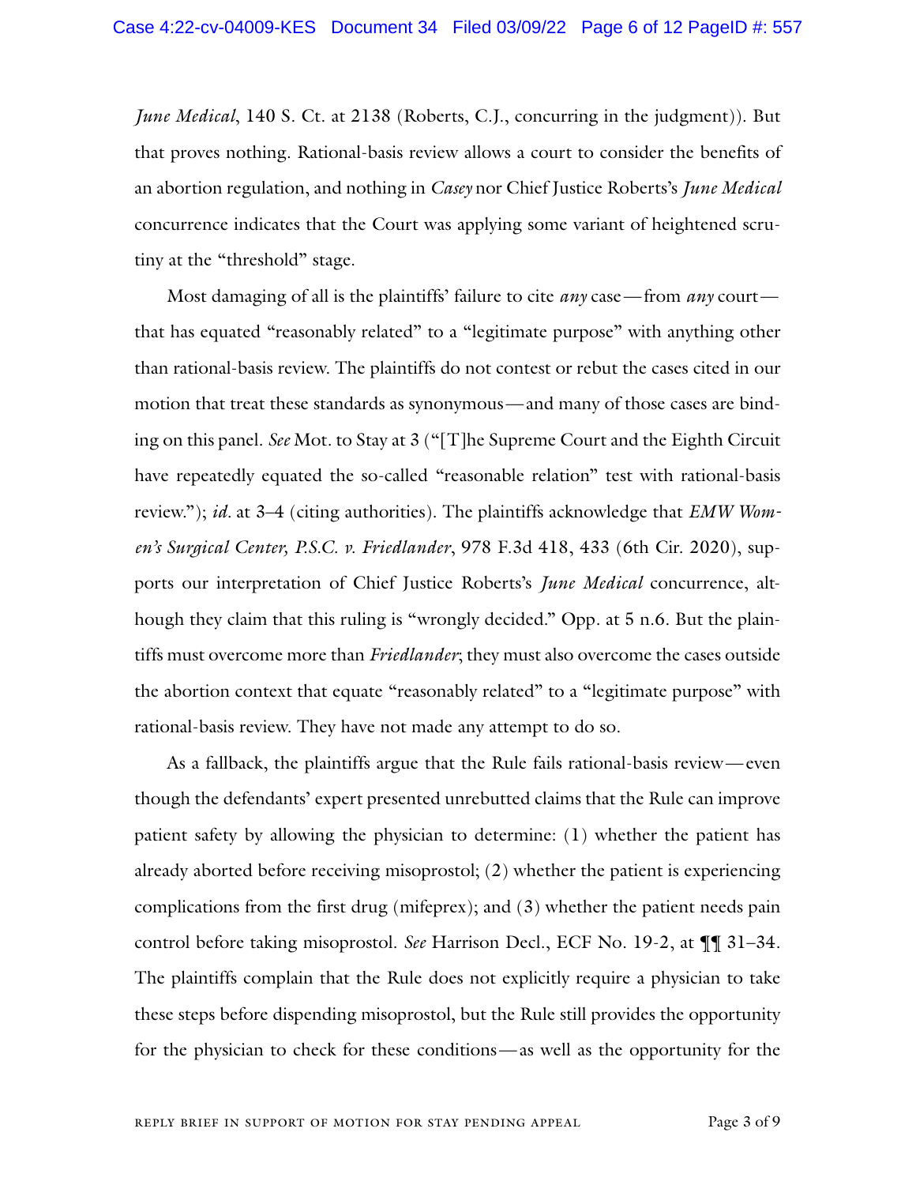*June Medical*, 140 S. Ct. at 2138 (Roberts, C.J., concurring in the judgment)). But that proves nothing. Rational-basis review allows a court to consider the benefits of an abortion regulation, and nothing in *Casey* nor Chief Justice Roberts's *June Medical* concurrence indicates that the Court was applying some variant of heightened scrutiny at the "threshold" stage.

Most damaging of all is the plaintiffs' failure to cite *any* case—from *any* court—that has equated "reasonably related" to a "legitimate purpose" with anything other than rational-basis review. The plaintiffs do not contest or rebut the cases cited in our motion that treat these standards as synonymous—and many of those cases are binding on this panel. *See* Mot. to Stay at 3 ("[T]he Supreme Court and the Eighth Circuit have repeatedly equated the so-called "reasonable relation" test with rational-basis review."); *id.* at 3–4 (citing authorities). The plaintiffs acknowledge that *EMW Women's Surgical Center, P.S.C. v. Friedlander*, 978 F.3d 418, 433 (6th Cir. 2020), supports our interpretation of Chief Justice Roberts's *June Medical* concurrence, although they claim that this ruling is "wrongly decided." Opp. at 5 n.6. But the plaintiffs must overcome more than *Friedlander*; they must also overcome the cases outside the abortion context that equate "reasonably related" to a "legitimate purpose" with rational-basis review. They have not made any attempt to do so.

As a fallback, the plaintiffs argue that the Rule fails rational-basis review—even though the defendants' expert presented unrebutted claims that the Rule can improve patient safety by allowing the physician to determine: (1) whether the patient has already aborted before receiving misoprostol; (2) whether the patient is experiencing complications from the first drug (mifeprex); and (3) whether the patient needs pain control before taking misoprostol. *See* Harrison Decl., ECF No. 19-2, at ¶¶ 31–34. The plaintiffs complain that the Rule does not explicitly require a physician to take these steps before dispending misoprostol, but the Rule still provides the opportunity for the physician to check for these conditions—as well as the opportunity for the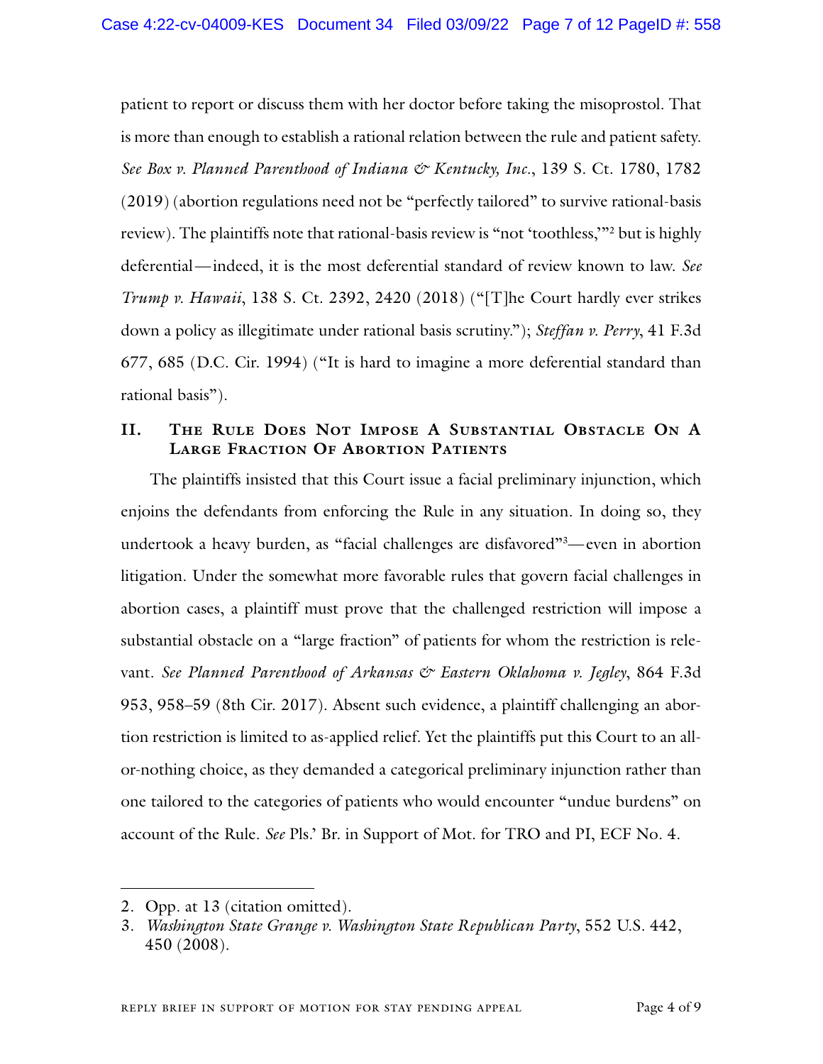patient to report or discuss them with her doctor before taking the misoprostol. That is more than enough to establish a rational relation between the rule and patient safety. *See Box v. Planned Parenthood of Indiana & Kentucky, Inc.*, 139 S. Ct. 1780, 1782 (2019) (abortion regulations need not be "perfectly tailored" to survive rational-basis review). The plaintiffs note that rational-basis review is "not 'toothless,'"[2] but is highly deferential—indeed, it is the most deferential standard of review known to law. *See Trump v. Hawaii*, 138 S. Ct. 2392, 2420 (2018) ("[T]he Court hardly ever strikes down a policy as illegitimate under rational basis scrutiny."); *Steffan v. Perry*, 41 F.3d 677, 685 (D.C. Cir. 1994) ("It is hard to imagine a more deferential standard than rational basis").

## II. The Rule Does Not Impose A Substantial Obstacle On A Large Fraction Of Abortion Patients

The plaintiffs insisted that this Court issue a facial preliminary injunction, which enjoins the defendants from enforcing the Rule in any situation. In doing so, they undertook a heavy burden, as "facial challenges are disfavored"[3]—even in abortion litigation. Under the somewhat more favorable rules that govern facial challenges in abortion cases, a plaintiff must prove that the challenged restriction will impose a substantial obstacle on a "large fraction" of patients for whom the restriction is relevant. *See Planned Parenthood of Arkansas & Eastern Oklahoma v. Jegley*, 864 F.3d 953, 958–59 (8th Cir. 2017). Absent such evidence, a plaintiff challenging an abortion restriction is limited to as-applied relief. Yet the plaintiffs put this Court to an all-or-nothing choice, as they demanded a categorical preliminary injunction rather than one tailored to the categories of patients who would encounter "undue burdens" on account of the Rule. *See* Pls.' Br. in Support of Mot. for TRO and PI, ECF No. 4.

---

2. Opp. at 13 (citation omitted).
3. *Washington State Grange v. Washington State Republican Party*, 552 U.S. 442, 450 (2008).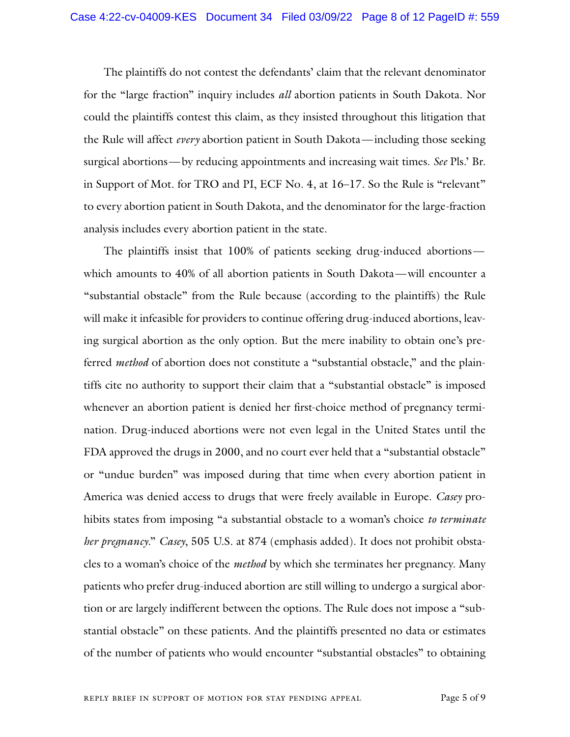The plaintiffs do not contest the defendants' claim that the relevant denominator for the "large fraction" inquiry includes *all* abortion patients in South Dakota. Nor could the plaintiffs contest this claim, as they insisted throughout this litigation that the Rule will affect *every* abortion patient in South Dakota—including those seeking surgical abortions—by reducing appointments and increasing wait times. *See* Pls.' Br. in Support of Mot. for TRO and PI, ECF No. 4, at 16–17. So the Rule is "relevant" to every abortion patient in South Dakota, and the denominator for the large-fraction analysis includes every abortion patient in the state.

The plaintiffs insist that 100% of patients seeking drug-induced abortions—which amounts to 40% of all abortion patients in South Dakota—will encounter a "substantial obstacle" from the Rule because (according to the plaintiffs) the Rule will make it infeasible for providers to continue offering drug-induced abortions, leaving surgical abortion as the only option. But the mere inability to obtain one's preferred *method* of abortion does not constitute a "substantial obstacle," and the plaintiffs cite no authority to support their claim that a "substantial obstacle" is imposed whenever an abortion patient is denied her first-choice method of pregnancy termination. Drug-induced abortions were not even legal in the United States until the FDA approved the drugs in 2000, and no court ever held that a "substantial obstacle" or "undue burden" was imposed during that time when every abortion patient in America was denied access to drugs that were freely available in Europe. *Casey* prohibits states from imposing "a substantial obstacle to a woman's choice *to terminate her pregnancy*." *Casey*, 505 U.S. at 874 (emphasis added). It does not prohibit obstacles to a woman's choice of the *method* by which she terminates her pregnancy. Many patients who prefer drug-induced abortion are still willing to undergo a surgical abortion or are largely indifferent between the options. The Rule does not impose a "substantial obstacle" on these patients. And the plaintiffs presented no data or estimates of the number of patients who would encounter "substantial obstacles" to obtaining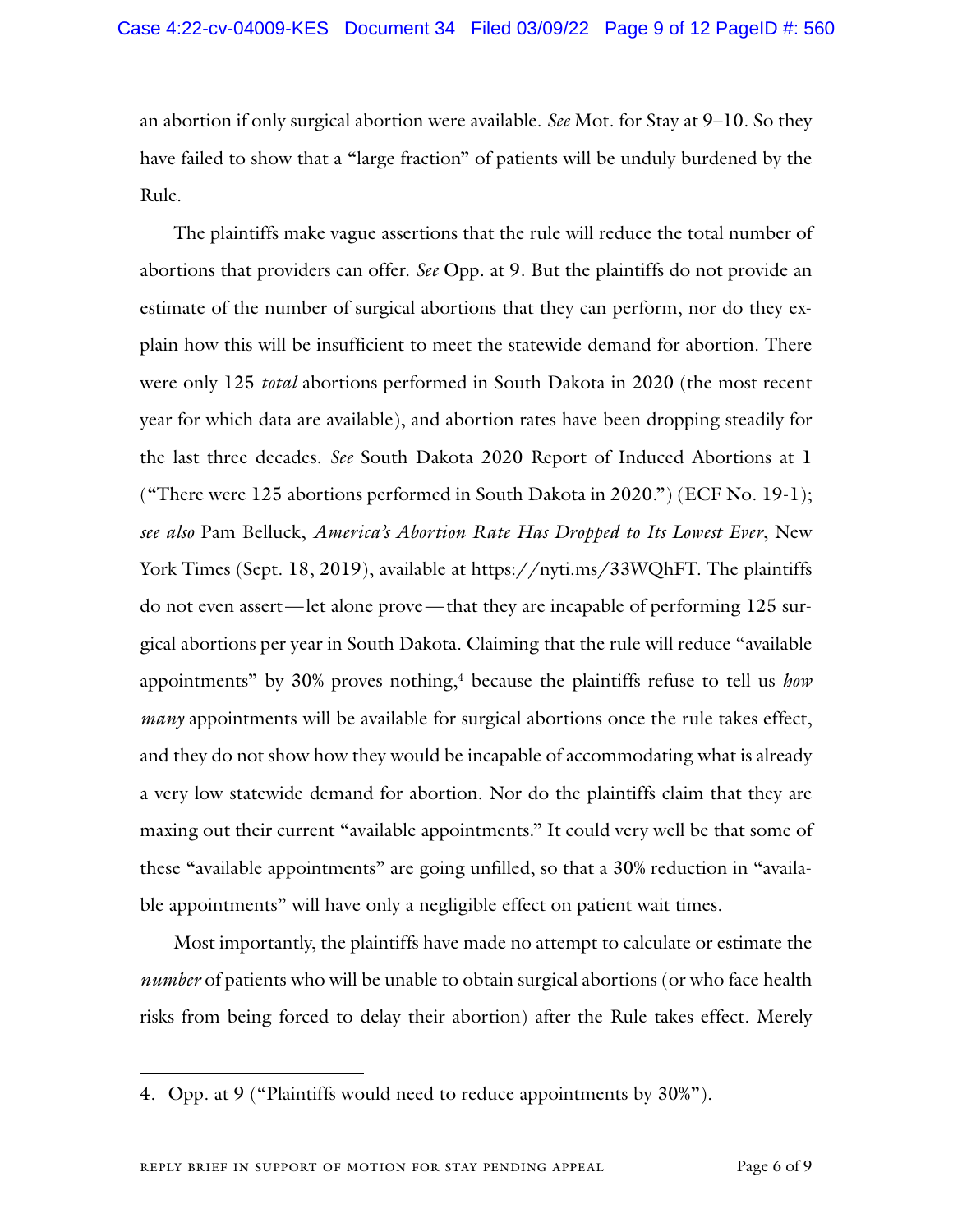an abortion if only surgical abortion were available. *See* Mot. for Stay at 9–10. So they have failed to show that a "large fraction" of patients will be unduly burdened by the Rule.

The plaintiffs make vague assertions that the rule will reduce the total number of abortions that providers can offer. *See* Opp. at 9. But the plaintiffs do not provide an estimate of the number of surgical abortions that they can perform, nor do they explain how this will be insufficient to meet the statewide demand for abortion. There were only 125 *total* abortions performed in South Dakota in 2020 (the most recent year for which data are available), and abortion rates have been dropping steadily for the last three decades. *See* South Dakota 2020 Report of Induced Abortions at 1 ("There were 125 abortions performed in South Dakota in 2020.") (ECF No. 19-1); *see also* Pam Belluck, *America's Abortion Rate Has Dropped to Its Lowest Ever*, New York Times (Sept. 18, 2019), available at https://nyti.ms/33WQhFT. The plaintiffs do not even assert—let alone prove—that they are incapable of performing 125 surgical abortions per year in South Dakota. Claiming that the rule will reduce "available appointments" by 30% proves nothing,[4] because the plaintiffs refuse to tell us *how many* appointments will be available for surgical abortions once the rule takes effect, and they do not show how they would be incapable of accommodating what is already a very low statewide demand for abortion. Nor do the plaintiffs claim that they are maxing out their current "available appointments." It could very well be that some of these "available appointments" are going unfilled, so that a 30% reduction in "available appointments" will have only a negligible effect on patient wait times.

Most importantly, the plaintiffs have made no attempt to calculate or estimate the *number* of patients who will be unable to obtain surgical abortions (or who face health risks from being forced to delay their abortion) after the Rule takes effect. Merely

---

4. Opp. at 9 ("Plaintiffs would need to reduce appointments by 30%").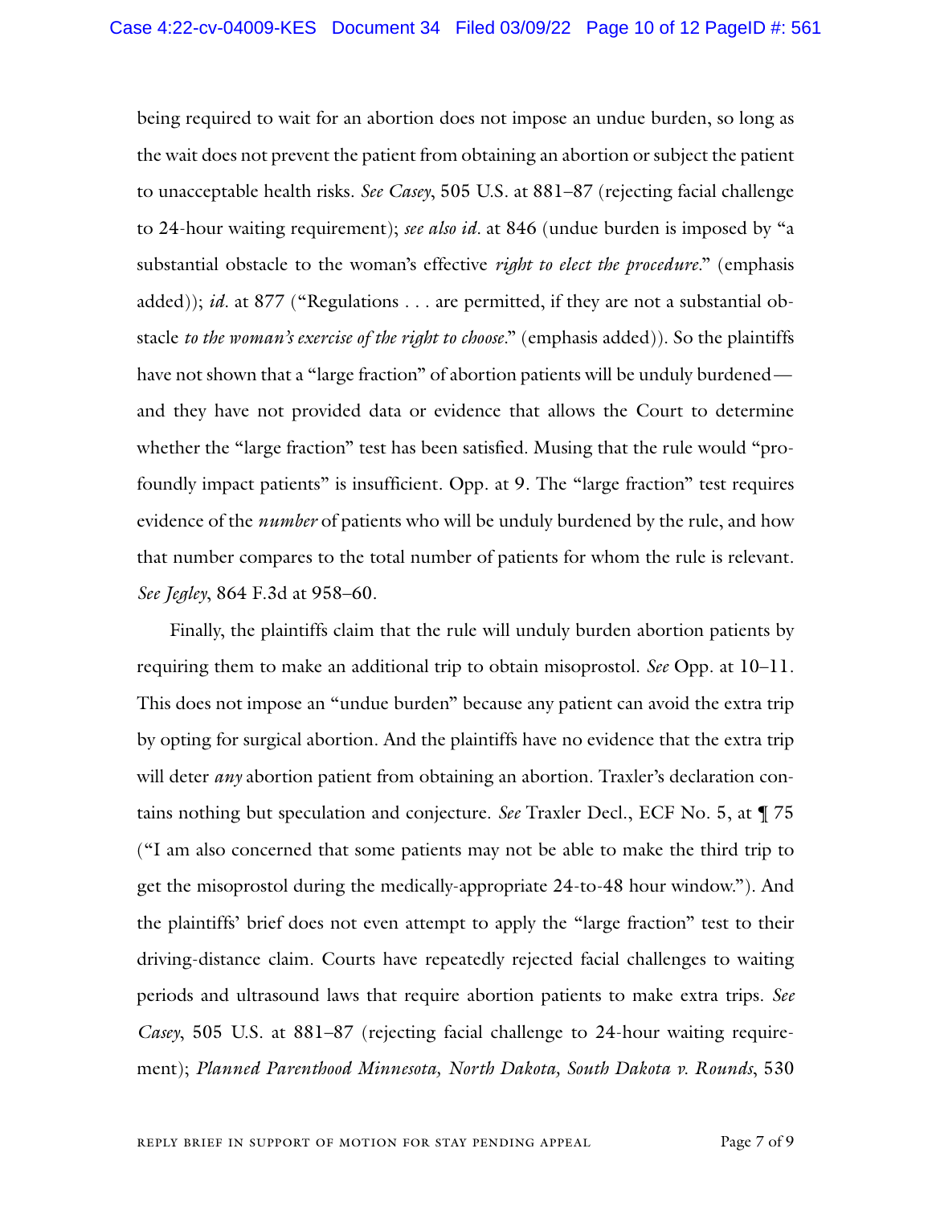being required to wait for an abortion does not impose an undue burden, so long as the wait does not prevent the patient from obtaining an abortion or subject the patient to unacceptable health risks. *See Casey*, 505 U.S. at 881–87 (rejecting facial challenge to 24-hour waiting requirement); *see also id*. at 846 (undue burden is imposed by "a substantial obstacle to the woman's effective *right to elect the procedure*." (emphasis added)); *id*. at 877 ("Regulations . . . are permitted, if they are not a substantial obstacle *to the woman's exercise of the right to choose*." (emphasis added)). So the plaintiffs have not shown that a "large fraction" of abortion patients will be unduly burdened—and they have not provided data or evidence that allows the Court to determine whether the "large fraction" test has been satisfied. Musing that the rule would "profoundly impact patients" is insufficient. Opp. at 9. The "large fraction" test requires evidence of the *number* of patients who will be unduly burdened by the rule, and how that number compares to the total number of patients for whom the rule is relevant. *See Jegley*, 864 F.3d at 958–60.

Finally, the plaintiffs claim that the rule will unduly burden abortion patients by requiring them to make an additional trip to obtain misoprostol. *See* Opp. at 10–11. This does not impose an "undue burden" because any patient can avoid the extra trip by opting for surgical abortion. And the plaintiffs have no evidence that the extra trip will deter *any* abortion patient from obtaining an abortion. Traxler's declaration contains nothing but speculation and conjecture. *See* Traxler Decl., ECF No. 5, at ¶ 75 ("I am also concerned that some patients may not be able to make the third trip to get the misoprostol during the medically-appropriate 24-to-48 hour window."). And the plaintiffs' brief does not even attempt to apply the "large fraction" test to their driving-distance claim. Courts have repeatedly rejected facial challenges to waiting periods and ultrasound laws that require abortion patients to make extra trips. *See Casey*, 505 U.S. at 881–87 (rejecting facial challenge to 24-hour waiting requirement); *Planned Parenthood Minnesota, North Dakota, South Dakota v. Rounds*, 530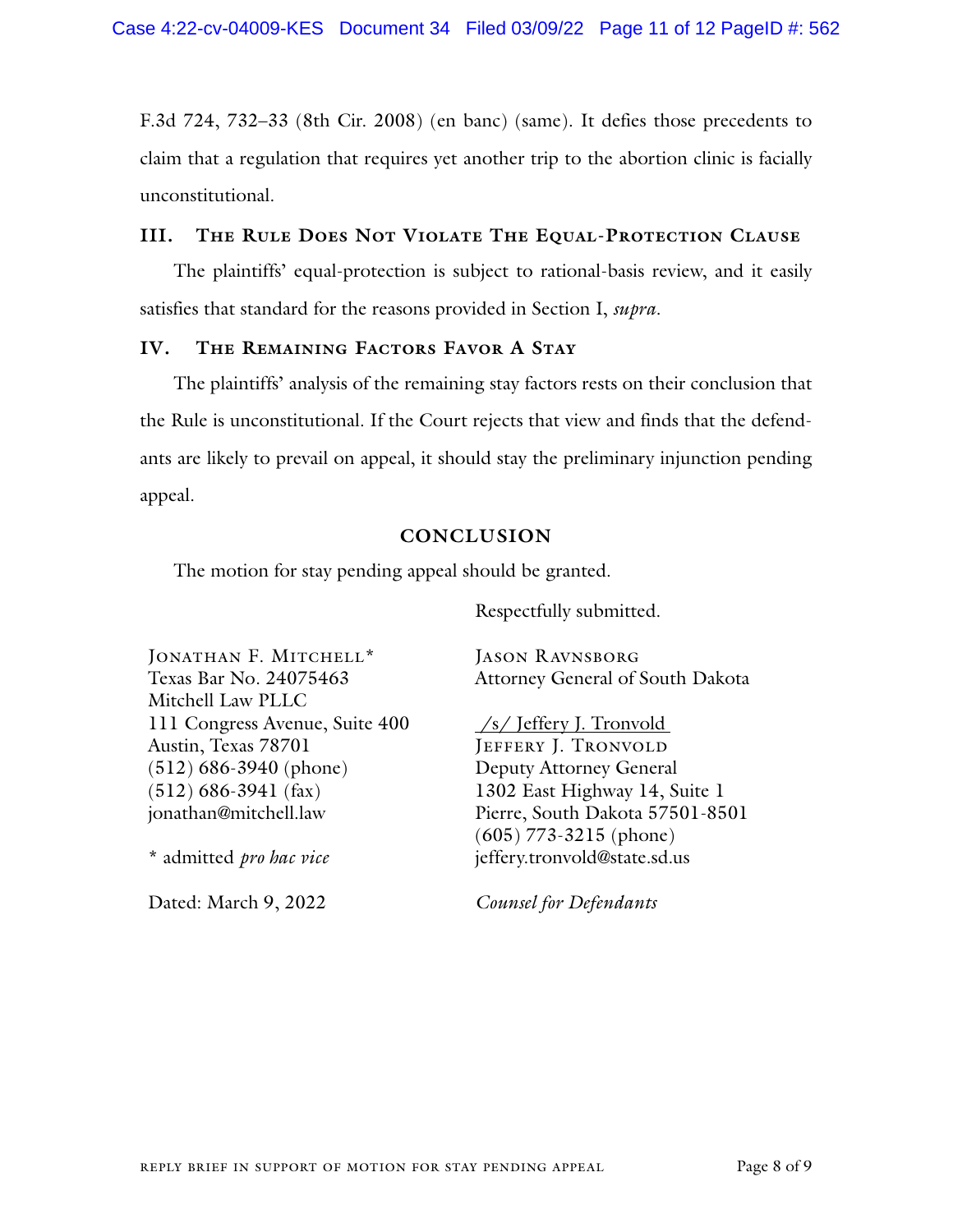F.3d 724, 732–33 (8th Cir. 2008) (en banc) (same). It defies those precedents to claim that a regulation that requires yet another trip to the abortion clinic is facially unconstitutional.

### III. The Rule Does Not Violate The Equal-Protection Clause

The plaintiffs' equal-protection is subject to rational-basis review, and it easily satisfies that standard for the reasons provided in Section I, *supra*.

### IV. The Remaining Factors Favor A Stay

The plaintiffs' analysis of the remaining stay factors rests on their conclusion that the Rule is unconstitutional. If the Court rejects that view and finds that the defendants are likely to prevail on appeal, it should stay the preliminary injunction pending appeal.

## CONCLUSION

The motion for stay pending appeal should be granted.

Respectfully submitted.

Jonathan F. Mitchell*
Texas Bar No. 24075463
Mitchell Law PLLC
111 Congress Avenue, Suite 400
Austin, Texas 78701
(512) 686-3940 (phone)
(512) 686-3941 (fax)
jonathan@mitchell.law

\* admitted *pro hac vice*

Dated: March 9, 2022

Jason Ravnsborg
Attorney General of South Dakota

/s/ Jeffery J. Tronvold
Jeffery J. Tronvold
Deputy Attorney General
1302 East Highway 14, Suite 1
Pierre, South Dakota 57501-8501
(605) 773-3215 (phone)
jeffery.tronvold@state.sd.us

*Counsel for Defendants*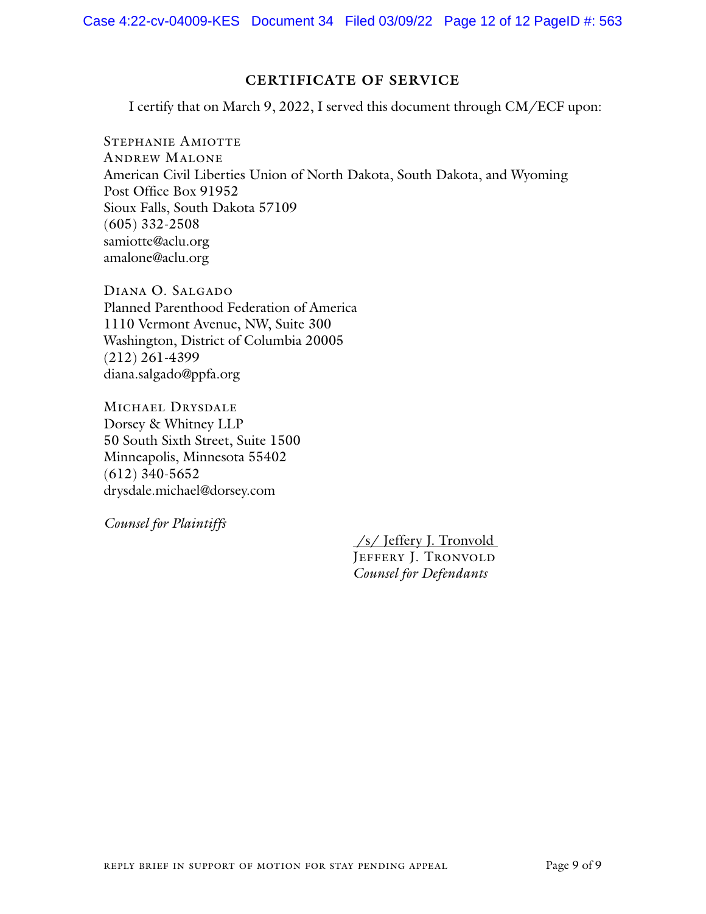## CERTIFICATE OF SERVICE

I certify that on March 9, 2022, I served this document through CM/ECF upon:

Stephanie Amiotte
Andrew Malone
American Civil Liberties Union of North Dakota, South Dakota, and Wyoming
Post Office Box 91952
Sioux Falls, South Dakota 57109
(605) 332-2508
samiotte@aclu.org
amalone@aclu.org

Diana O. Salgado
Planned Parenthood Federation of America
1110 Vermont Avenue, NW, Suite 300
Washington, District of Columbia 20005
(212) 261-4399
diana.salgado@ppfa.org

Michael Drysdale
Dorsey & Whitney LLP
50 South Sixth Street, Suite 1500
Minneapolis, Minnesota 55402
(612) 340-5652
drysdale.michael@dorsey.com

*Counsel for Plaintiffs*

/s/ Jeffery J. Tronvold
Jeffery J. Tronvold
*Counsel for Defendants*